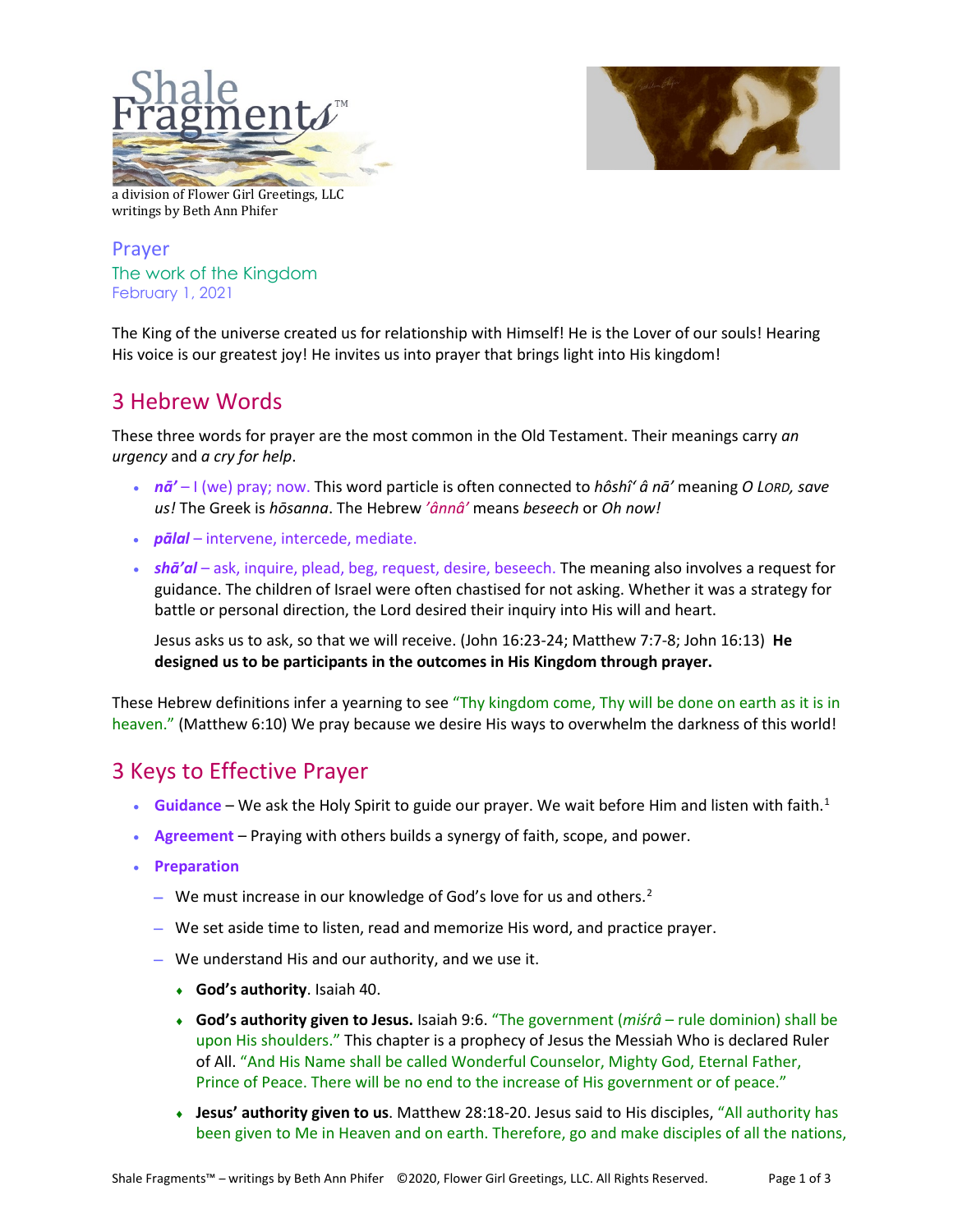Shale Fragments™

a division of Flower Girl Greetings, LLC
writings by Beth Ann Phifer

# Prayer

## The work of the Kingdom

February 1, 2021

The King of the universe created us for relationship with Himself! He is the Lover of our souls! Hearing His voice is our greatest joy! He invites us into prayer that brings light into His kingdom!

## 3 Hebrew Words

These three words for prayer are the most common in the Old Testament. Their meanings carry *an urgency* and *a cry for help*.

- ***nā'*** – I (we) pray; now. This word particle is often connected to *hôshî' â nā'* meaning *O LORD, save us!* The Greek is *hōsanna*. The Hebrew *'ânnâ'* means *beseech* or *Oh now!*
- ***pālal*** – intervene, intercede, mediate.
- ***shā'al*** – ask, inquire, plead, beg, request, desire, beseech. The meaning also involves a request for guidance. The children of Israel were often chastised for not asking. Whether it was a strategy for battle or personal direction, the Lord desired their inquiry into His will and heart.

  Jesus asks us to ask, so that we will receive. (John 16:23-24; Matthew 7:7-8; John 16:13) **He designed us to be participants in the outcomes in His Kingdom through prayer.**

These Hebrew definitions infer a yearning to see "Thy kingdom come, Thy will be done on earth as it is in heaven." (Matthew 6:10) We pray because we desire His ways to overwhelm the darkness of this world!

## 3 Keys to Effective Prayer

- **Guidance** – We ask the Holy Spirit to guide our prayer. We wait before Him and listen with faith.[1]
- **Agreement** – Praying with others builds a synergy of faith, scope, and power.
- **Preparation**
  - We must increase in our knowledge of God's love for us and others.[2]
  - We set aside time to listen, read and memorize His word, and practice prayer.
  - We understand His and our authority, and we use it.
    - **God's authority**. Isaiah 40.
    - **God's authority given to Jesus.** Isaiah 9:6. "The government (*miśrâ* – rule dominion) shall be upon His shoulders." This chapter is a prophecy of Jesus the Messiah Who is declared Ruler of All. "And His Name shall be called Wonderful Counselor, Mighty God, Eternal Father, Prince of Peace. There will be no end to the increase of His government or of peace."
    - **Jesus' authority given to us**. Matthew 28:18-20. Jesus said to His disciples, "All authority has been given to Me in Heaven and on earth. Therefore, go and make disciples of all the nations,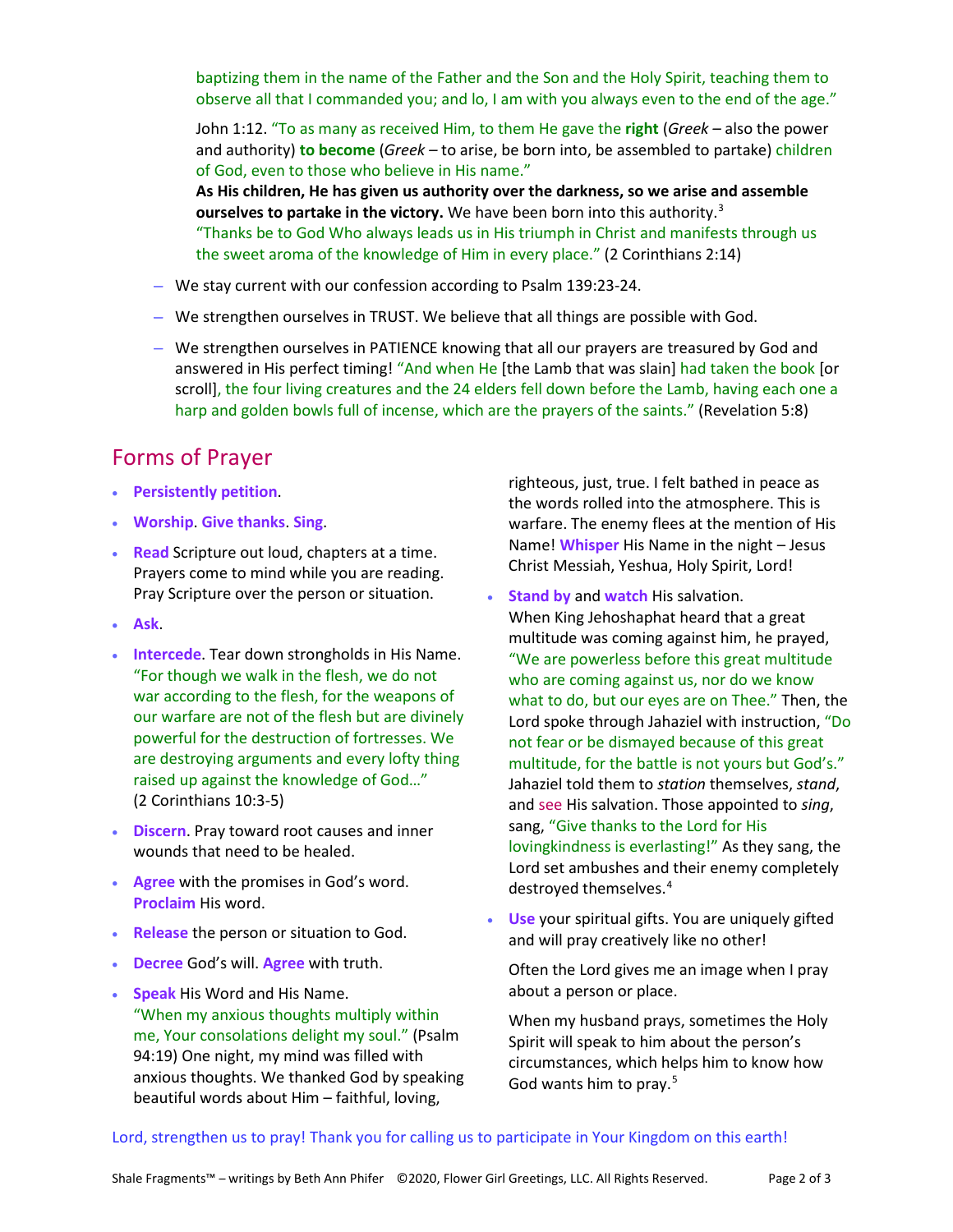baptizing them in the name of the Father and the Son and the Holy Spirit, teaching them to observe all that I commanded you; and lo, I am with you always even to the end of the age."

John 1:12. "To as many as received Him, to them He gave the **right** (*Greek* – also the power and authority) **to become** (*Greek* – to arise, be born into, be assembled to partake) children of God, even to those who believe in His name."

**As His children, He has given us authority over the darkness, so we arise and assemble ourselves to partake in the victory.** We have been born into this authority.[3]

"Thanks be to God Who always leads us in His triumph in Christ and manifests through us the sweet aroma of the knowledge of Him in every place." (2 Corinthians 2:14)

– We stay current with our confession according to Psalm 139:23-24.

– We strengthen ourselves in TRUST. We believe that all things are possible with God.

– We strengthen ourselves in PATIENCE knowing that all our prayers are treasured by God and answered in His perfect timing! "And when He [the Lamb that was slain] had taken the book [or scroll], the four living creatures and the 24 elders fell down before the Lamb, having each one a harp and golden bowls full of incense, which are the prayers of the saints." (Revelation 5:8)

## Forms of Prayer

- **Persistently petition**.
- **Worship**. **Give thanks**. **Sing**.
- **Read** Scripture out loud, chapters at a time. Prayers come to mind while you are reading. Pray Scripture over the person or situation.
- **Ask**.
- **Intercede**. Tear down strongholds in His Name. "For though we walk in the flesh, we do not war according to the flesh, for the weapons of our warfare are not of the flesh but are divinely powerful for the destruction of fortresses. We are destroying arguments and every lofty thing raised up against the knowledge of God…" (2 Corinthians 10:3-5)
- **Discern**. Pray toward root causes and inner wounds that need to be healed.
- **Agree** with the promises in God's word. **Proclaim** His word.
- **Release** the person or situation to God.
- **Decree** God's will. **Agree** with truth.
- **Speak** His Word and His Name. "When my anxious thoughts multiply within me, Your consolations delight my soul." (Psalm 94:19) One night, my mind was filled with anxious thoughts. We thanked God by speaking beautiful words about Him – faithful, loving, righteous, just, true. I felt bathed in peace as the words rolled into the atmosphere. This is warfare. The enemy flees at the mention of His Name! **Whisper** His Name in the night – Jesus Christ Messiah, Yeshua, Holy Spirit, Lord!
- **Stand by** and **watch** His salvation. When King Jehoshaphat heard that a great multitude was coming against him, he prayed, "We are powerless before this great multitude who are coming against us, nor do we know what to do, but our eyes are on Thee." Then, the Lord spoke through Jahaziel with instruction, "Do not fear or be dismayed because of this great multitude, for the battle is not yours but God's." Jahaziel told them to *station* themselves, *stand*, and see His salvation. Those appointed to *sing*, sang, "Give thanks to the Lord for His lovingkindness is everlasting!" As they sang, the Lord set ambushes and their enemy completely destroyed themselves.[4]
- **Use** your spiritual gifts. You are uniquely gifted and will pray creatively like no other!

  Often the Lord gives me an image when I pray about a person or place.

  When my husband prays, sometimes the Holy Spirit will speak to him about the person's circumstances, which helps him to know how God wants him to pray.[5]

Lord, strengthen us to pray! Thank you for calling us to participate in Your Kingdom on this earth!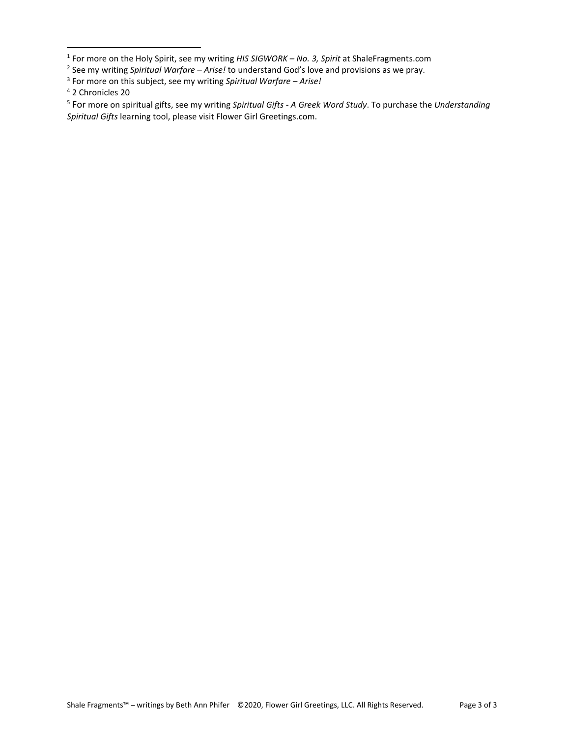[1] For more on the Holy Spirit, see my writing *HIS SIGWORK – No. 3, Spirit* at ShaleFragments.com

[2] See my writing *Spiritual Warfare – Arise!* to understand God's love and provisions as we pray.

[3] For more on this subject, see my writing *Spiritual Warfare – Arise!*

[4] 2 Chronicles 20

[5] For more on spiritual gifts, see my writing *Spiritual Gifts - A Greek Word Study*. To purchase the *Understanding Spiritual Gifts* learning tool, please visit Flower Girl Greetings.com.